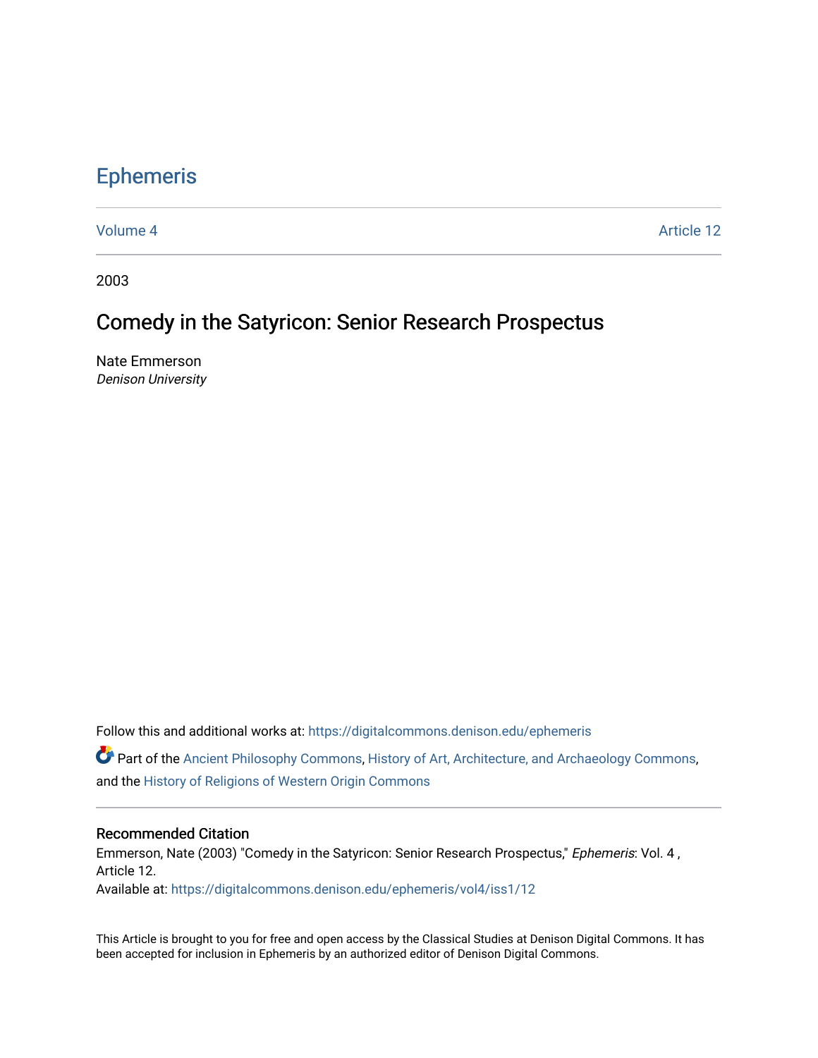# Ephemeris

Volume 4 | Article 12

2003

## Comedy in the Satyricon: Senior Research Prospectus

Nate Emmerson
*Denison University*

Follow this and additional works at: https://digitalcommons.denison.edu/ephemeris

Part of the Ancient Philosophy Commons, History of Art, Architecture, and Archaeology Commons, and the History of Religions of Western Origin Commons

### Recommended Citation

Emmerson, Nate (2003) "Comedy in the Satyricon: Senior Research Prospectus," *Ephemeris*: Vol. 4 , Article 12.
Available at: https://digitalcommons.denison.edu/ephemeris/vol4/iss1/12

This Article is brought to you for free and open access by the Classical Studies at Denison Digital Commons. It has been accepted for inclusion in Ephemeris by an authorized editor of Denison Digital Commons.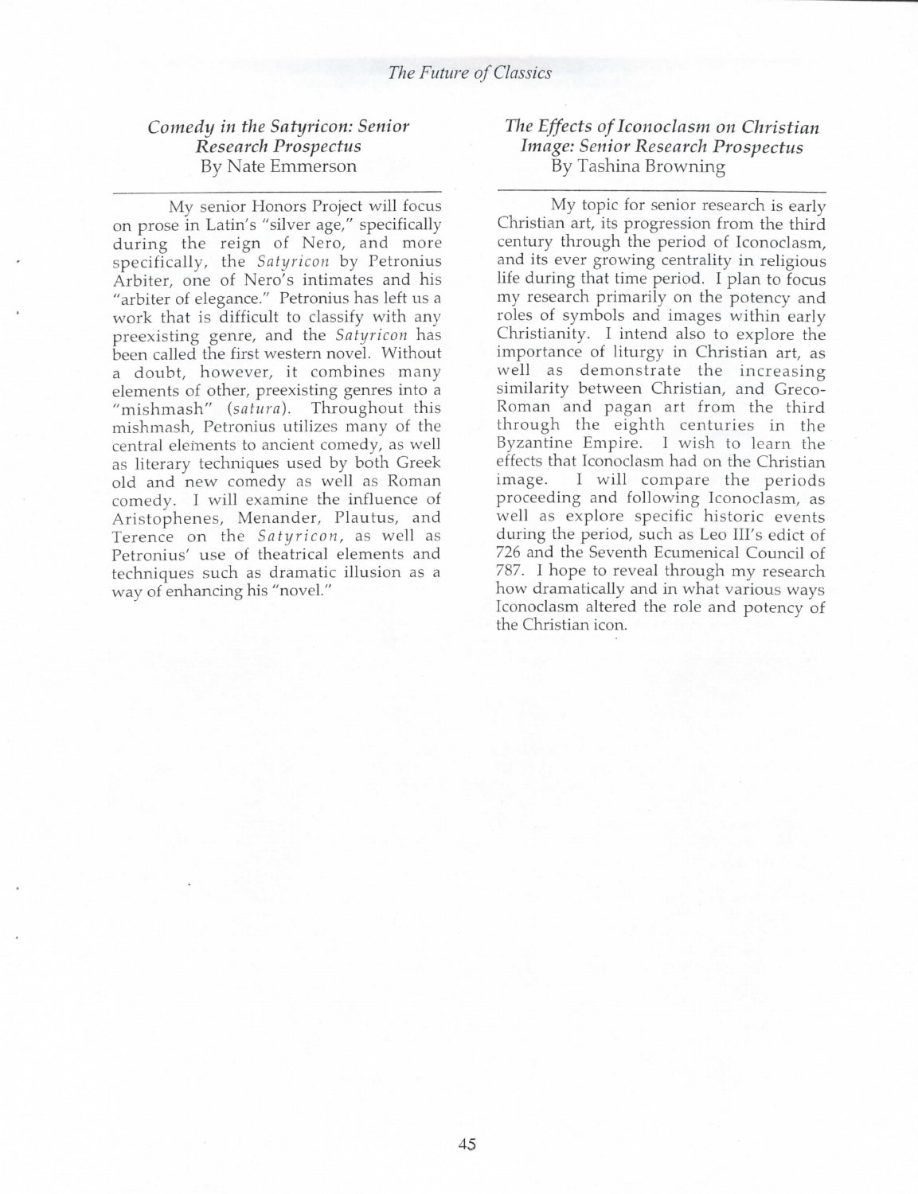## *Comedy in the Satyricon: Senior Research Prospectus*

By Nate Emmerson

My senior Honors Project will focus on prose in Latin's "silver age," specifically during the reign of Nero, and more specifically, the *Satyricon* by Petronius Arbiter, one of Nero's intimates and his "arbiter of elegance." Petronius has left us a work that is difficult to classify with any preexisting genre, and the *Satyricon* has been called the first western novel. Without a doubt, however, it combines many elements of other, preexisting genres into a "mishmash" (*satura*). Throughout this mishmash, Petronius utilizes many of the central elements to ancient comedy, as well as literary techniques used by both Greek old and new comedy as well as Roman comedy. I will examine the influence of Aristophenes, Menander, Plautus, and Terence on the *Satyricon*, as well as Petronius' use of theatrical elements and techniques such as dramatic illusion as a way of enhancing his "novel."

## *The Effects of Iconoclasm on Christian Image: Senior Research Prospectus*

By Tashina Browning

My topic for senior research is early Christian art, its progression from the third century through the period of Iconoclasm, and its ever growing centrality in religious life during that time period. I plan to focus my research primarily on the potency and roles of symbols and images within early Christianity. I intend also to explore the importance of liturgy in Christian art, as well as demonstrate the increasing similarity between Christian, and Greco-Roman and pagan art from the third through the eighth centuries in the Byzantine Empire. I wish to learn the effects that Iconoclasm had on the Christian image. I will compare the periods proceeding and following Iconoclasm, as well as explore specific historic events during the period, such as Leo III's edict of 726 and the Seventh Ecumenical Council of 787. I hope to reveal through my research how dramatically and in what various ways Iconoclasm altered the role and potency of the Christian icon.